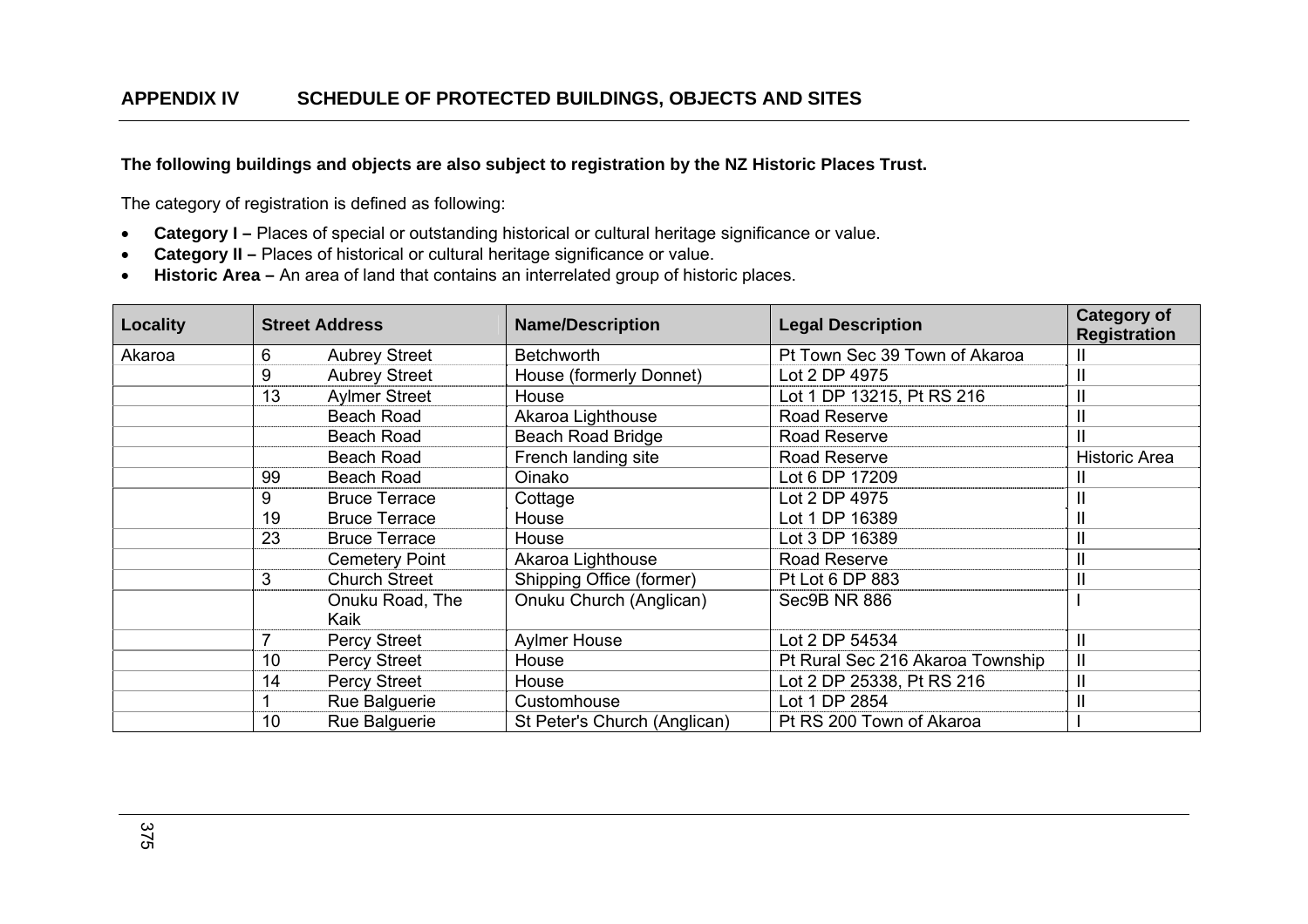## APPENDIX IV SCHEDULE OF PROTECTED BUILDINGS, OBJECTS AND SITES

**The following buildings and objects are also subject to registration by the NZ Historic Places Trust.**

The category of registration is defined as following:

- **Category I –** Places of special or outstanding historical or cultural heritage significance or value.
- **Category II –** Places of historical or cultural heritage significance or value.
- **Historic Area –** An area of land that contains an interrelated group of historic places.

| Locality | Street Address | | Name/Description | Legal Description | Category of Registration |
|---|---|---|---|---|---|
| Akaroa | 6 | Aubrey Street | Betchworth | Pt Town Sec 39 Town of Akaroa | II |
| | 9 | Aubrey Street | House (formerly Donnet) | Lot 2 DP 4975 | II |
| | 13 | Aylmer Street | House | Lot 1 DP 13215, Pt RS 216 | II |
| | | Beach Road | Akaroa Lighthouse | Road Reserve | II |
| | | Beach Road | Beach Road Bridge | Road Reserve | II |
| | | Beach Road | French landing site | Road Reserve | Historic Area |
| | 99 | Beach Road | Oinako | Lot 6 DP 17209 | II |
| | 9 | Bruce Terrace | Cottage | Lot 2 DP 4975 | II |
| | 19 | Bruce Terrace | House | Lot 1 DP 16389 | II |
| | 23 | Bruce Terrace | House | Lot 3 DP 16389 | II |
| | | Cemetery Point | Akaroa Lighthouse | Road Reserve | II |
| | 3 | Church Street | Shipping Office (former) | Pt Lot 6 DP 883 | II |
| | | Onuku Road, The Kaik | Onuku Church (Anglican) | Sec9B NR 886 | I |
| | 7 | Percy Street | Aylmer House | Lot 2 DP 54534 | II |
| | 10 | Percy Street | House | Pt Rural Sec 216 Akaroa Township | II |
| | 14 | Percy Street | House | Lot 2 DP 25338, Pt RS 216 | II |
| | 1 | Rue Balguerie | Customhouse | Lot 1 DP 2854 | II |
| | 10 | Rue Balguerie | St Peter's Church (Anglican) | Pt RS 200 Town of Akaroa | I |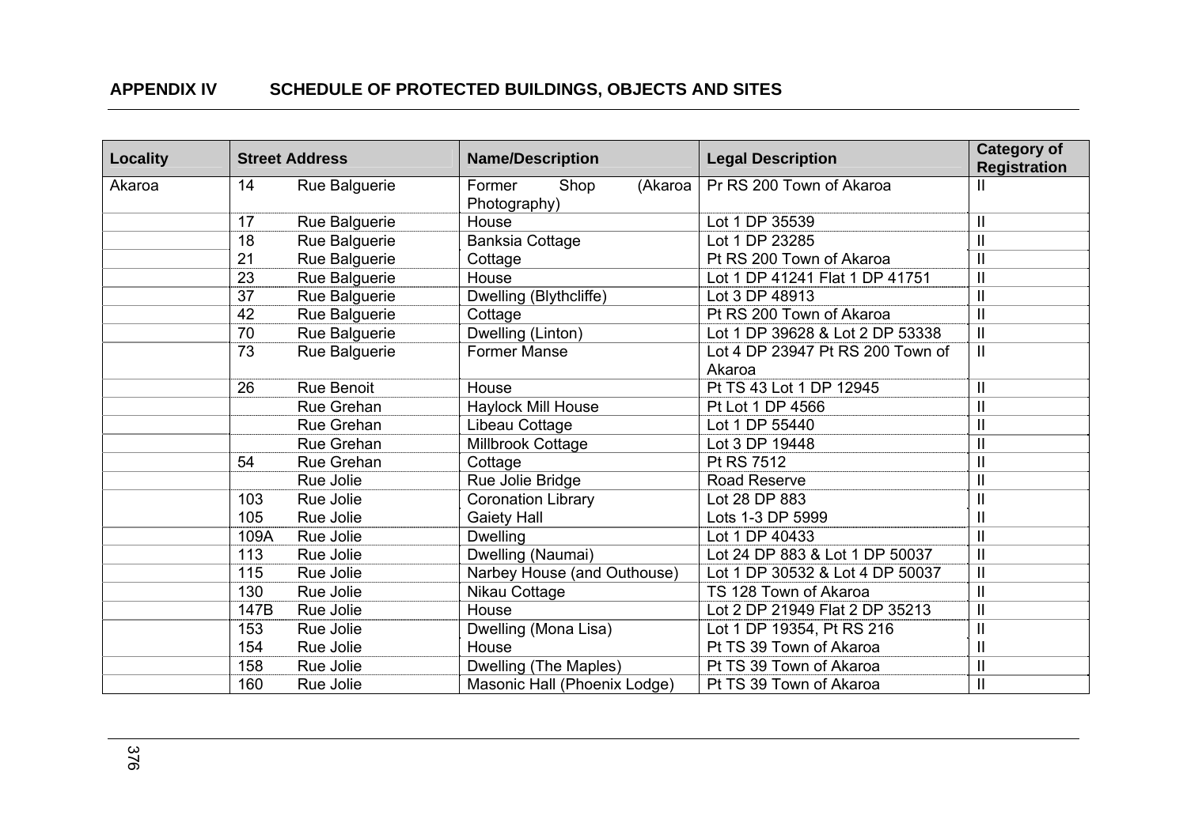## APPENDIX IV SCHEDULE OF PROTECTED BUILDINGS, OBJECTS AND SITES

| Locality | Street Address | | Name/Description | Legal Description | Category of Registration |
|---|---|---|---|---|---|
| Akaroa | 14 | Rue Balguerie | Former Shop (Akaroa Photography) | Pr RS 200 Town of Akaroa | II |
| | 17 | Rue Balguerie | House | Lot 1 DP 35539 | II |
| | 18 | Rue Balguerie | Banksia Cottage | Lot 1 DP 23285 | II |
| | 21 | Rue Balguerie | Cottage | Pt RS 200 Town of Akaroa | II |
| | 23 | Rue Balguerie | House | Lot 1 DP 41241 Flat 1 DP 41751 | II |
| | 37 | Rue Balguerie | Dwelling (Blythcliffe) | Lot 3 DP 48913 | II |
| | 42 | Rue Balguerie | Cottage | Pt RS 200 Town of Akaroa | II |
| | 70 | Rue Balguerie | Dwelling (Linton) | Lot 1 DP 39628 & Lot 2 DP 53338 | II |
| | 73 | Rue Balguerie | Former Manse | Lot 4 DP 23947 Pt RS 200 Town of Akaroa | II |
| | 26 | Rue Benoit | House | Pt TS 43 Lot 1 DP 12945 | II |
| | | Rue Grehan | Haylock Mill House | Pt Lot 1 DP 4566 | II |
| | | Rue Grehan | Libeau Cottage | Lot 1 DP 55440 | II |
| | | Rue Grehan | Millbrook Cottage | Lot 3 DP 19448 | II |
| | 54 | Rue Grehan | Cottage | Pt RS 7512 | II |
| | | Rue Jolie | Rue Jolie Bridge | Road Reserve | II |
| | 103 | Rue Jolie | Coronation Library | Lot 28 DP 883 | II |
| | 105 | Rue Jolie | Gaiety Hall | Lots 1-3 DP 5999 | II |
| | 109A | Rue Jolie | Dwelling | Lot 1 DP 40433 | II |
| | 113 | Rue Jolie | Dwelling (Naumai) | Lot 24 DP 883 & Lot 1 DP 50037 | II |
| | 115 | Rue Jolie | Narbey House (and Outhouse) | Lot 1 DP 30532 & Lot 4 DP 50037 | II |
| | 130 | Rue Jolie | Nikau Cottage | TS 128 Town of Akaroa | II |
| | 147B | Rue Jolie | House | Lot 2 DP 21949 Flat 2 DP 35213 | II |
| | 153 | Rue Jolie | Dwelling (Mona Lisa) | Lot 1 DP 19354, Pt RS 216 | II |
| | 154 | Rue Jolie | House | Pt TS 39 Town of Akaroa | II |
| | 158 | Rue Jolie | Dwelling (The Maples) | Pt TS 39 Town of Akaroa | II |
| | 160 | Rue Jolie | Masonic Hall (Phoenix Lodge) | Pt TS 39 Town of Akaroa | II |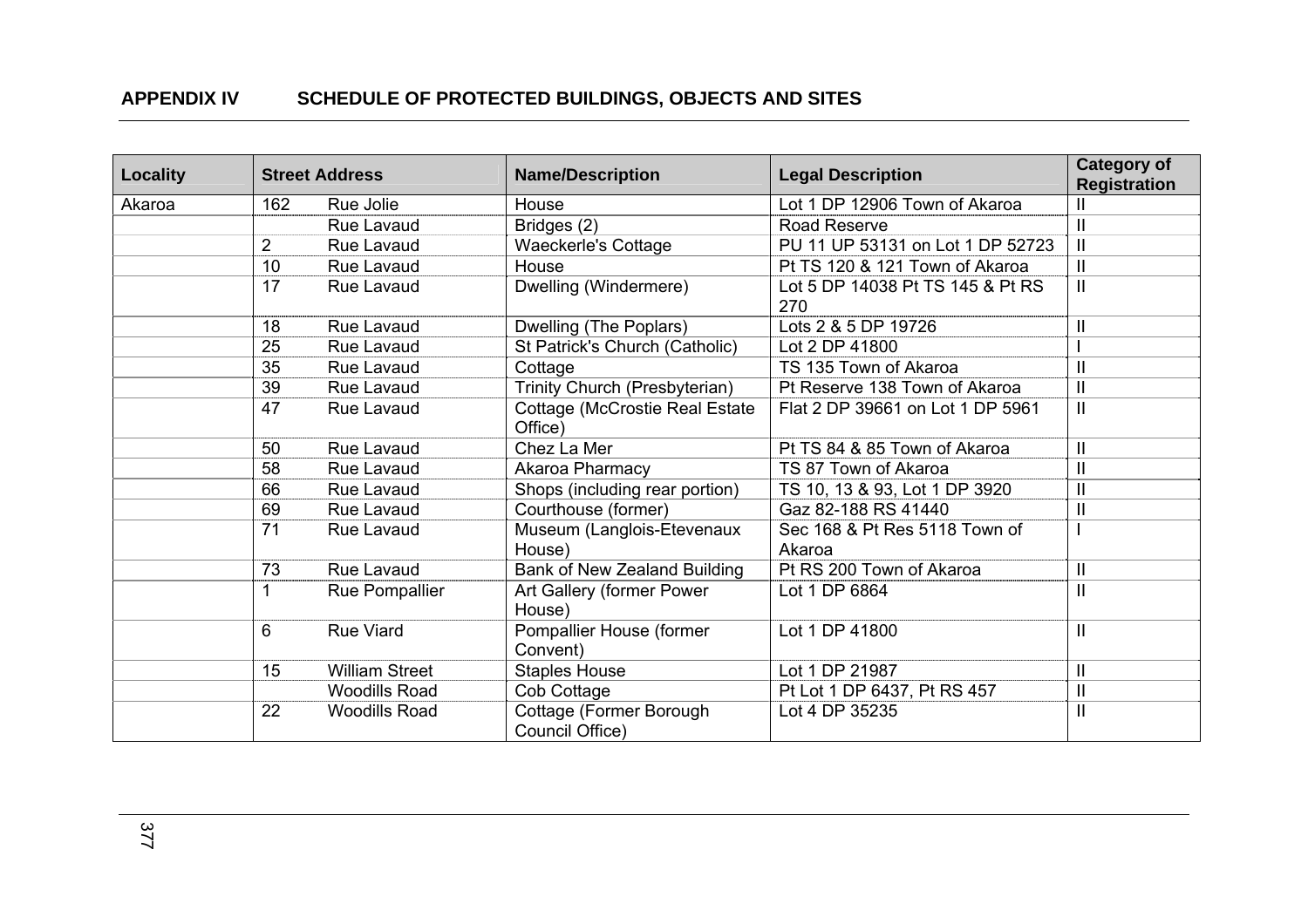**APPENDIX IV SCHEDULE OF PROTECTED BUILDINGS, OBJECTS AND SITES**

| Locality | Street Address | | Name/Description | Legal Description | Category of Registration |
|---|---|---|---|---|---|
| Akaroa | 162 | Rue Jolie | House | Lot 1 DP 12906 Town of Akaroa | II |
| | | Rue Lavaud | Bridges (2) | Road Reserve | II |
| | 2 | Rue Lavaud | Waeckerle's Cottage | PU 11 UP 53131 on Lot 1 DP 52723 | II |
| | 10 | Rue Lavaud | House | Pt TS 120 & 121 Town of Akaroa | II |
| | 17 | Rue Lavaud | Dwelling (Windermere) | Lot 5 DP 14038 Pt TS 145 & Pt RS 270 | II |
| | 18 | Rue Lavaud | Dwelling (The Poplars) | Lots 2 & 5 DP 19726 | II |
| | 25 | Rue Lavaud | St Patrick's Church (Catholic) | Lot 2 DP 41800 | I |
| | 35 | Rue Lavaud | Cottage | TS 135 Town of Akaroa | II |
| | 39 | Rue Lavaud | Trinity Church (Presbyterian) | Pt Reserve 138 Town of Akaroa | II |
| | 47 | Rue Lavaud | Cottage (McCrostie Real Estate Office) | Flat 2 DP 39661 on Lot 1 DP 5961 | II |
| | 50 | Rue Lavaud | Chez La Mer | Pt TS 84 & 85 Town of Akaroa | II |
| | 58 | Rue Lavaud | Akaroa Pharmacy | TS 87 Town of Akaroa | II |
| | 66 | Rue Lavaud | Shops (including rear portion) | TS 10, 13 & 93, Lot 1 DP 3920 | II |
| | 69 | Rue Lavaud | Courthouse (former) | Gaz 82-188 RS 41440 | II |
| | 71 | Rue Lavaud | Museum (Langlois-Etevenaux House) | Sec 168 & Pt Res 5118 Town of Akaroa | I |
| | 73 | Rue Lavaud | Bank of New Zealand Building | Pt RS 200 Town of Akaroa | II |
| | 1 | Rue Pompallier | Art Gallery (former Power House) | Lot 1 DP 6864 | II |
| | 6 | Rue Viard | Pompallier House (former Convent) | Lot 1 DP 41800 | II |
| | 15 | William Street | Staples House | Lot 1 DP 21987 | II |
| | | Woodills Road | Cob Cottage | Pt Lot 1 DP 6437, Pt RS 457 | II |
| | 22 | Woodills Road | Cottage (Former Borough Council Office) | Lot 4 DP 35235 | II |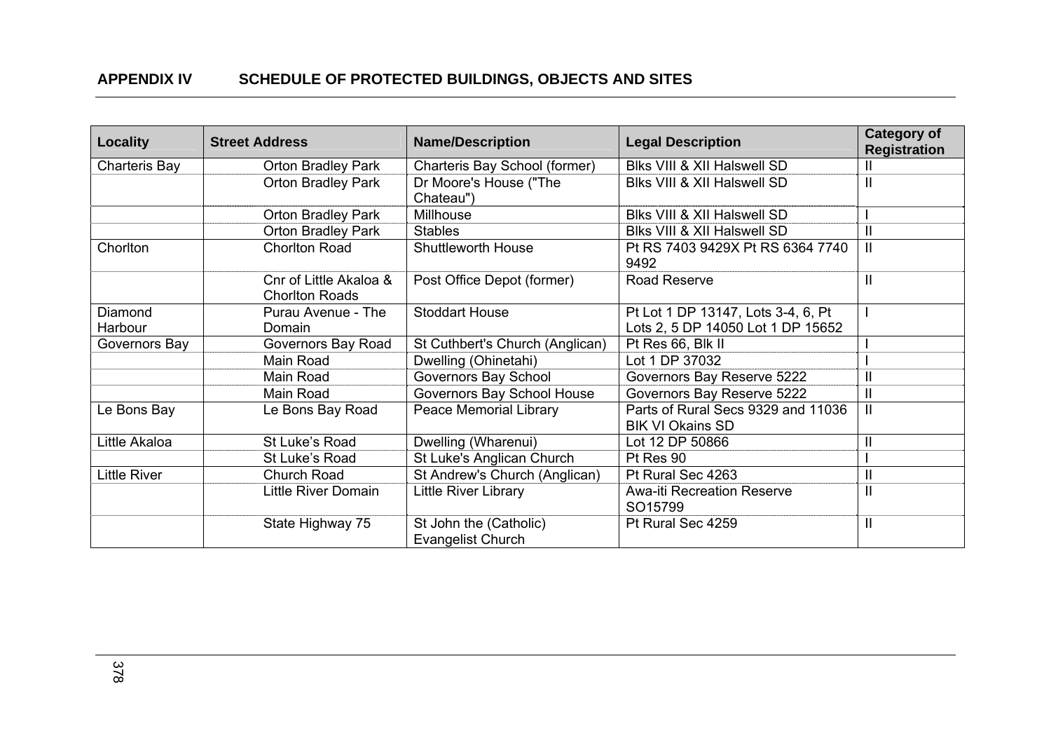## APPENDIX IV SCHEDULE OF PROTECTED BUILDINGS, OBJECTS AND SITES

| Locality | Street Address | Name/Description | Legal Description | Category of Registration |
|---|---|---|---|---|
| Charteris Bay | Orton Bradley Park | Charteris Bay School (former) | Blks VIII & XII Halswell SD | II |
| | Orton Bradley Park | Dr Moore's House ("The Chateau") | Blks VIII & XII Halswell SD | II |
| | Orton Bradley Park | Millhouse | Blks VIII & XII Halswell SD | I |
| | Orton Bradley Park | Stables | Blks VIII & XII Halswell SD | II |
| Chorlton | Chorlton Road | Shuttleworth House | Pt RS 7403 9429X Pt RS 6364 7740 9492 | II |
| | Cnr of Little Akaloa & Chorlton Roads | Post Office Depot (former) | Road Reserve | II |
| Diamond Harbour | Purau Avenue - The Domain | Stoddart House | Pt Lot 1 DP 13147, Lots 3-4, 6, Pt Lots 2, 5 DP 14050 Lot 1 DP 15652 | I |
| Governors Bay | Governors Bay Road | St Cuthbert's Church (Anglican) | Pt Res 66, Blk II | I |
| | Main Road | Dwelling (Ohinetahi) | Lot 1 DP 37032 | I |
| | Main Road | Governors Bay School | Governors Bay Reserve 5222 | II |
| | Main Road | Governors Bay School House | Governors Bay Reserve 5222 | II |
| Le Bons Bay | Le Bons Bay Road | Peace Memorial Library | Parts of Rural Secs 9329 and 11036 BIK VI Okains SD | II |
| Little Akaloa | St Luke's Road | Dwelling (Wharenui) | Lot 12 DP 50866 | II |
| | St Luke's Road | St Luke's Anglican Church | Pt Res 90 | I |
| Little River | Church Road | St Andrew's Church (Anglican) | Pt Rural Sec 4263 | II |
| | Little River Domain | Little River Library | Awa-iti Recreation Reserve SO15799 | II |
| | State Highway 75 | St John the (Catholic) Evangelist Church | Pt Rural Sec 4259 | II |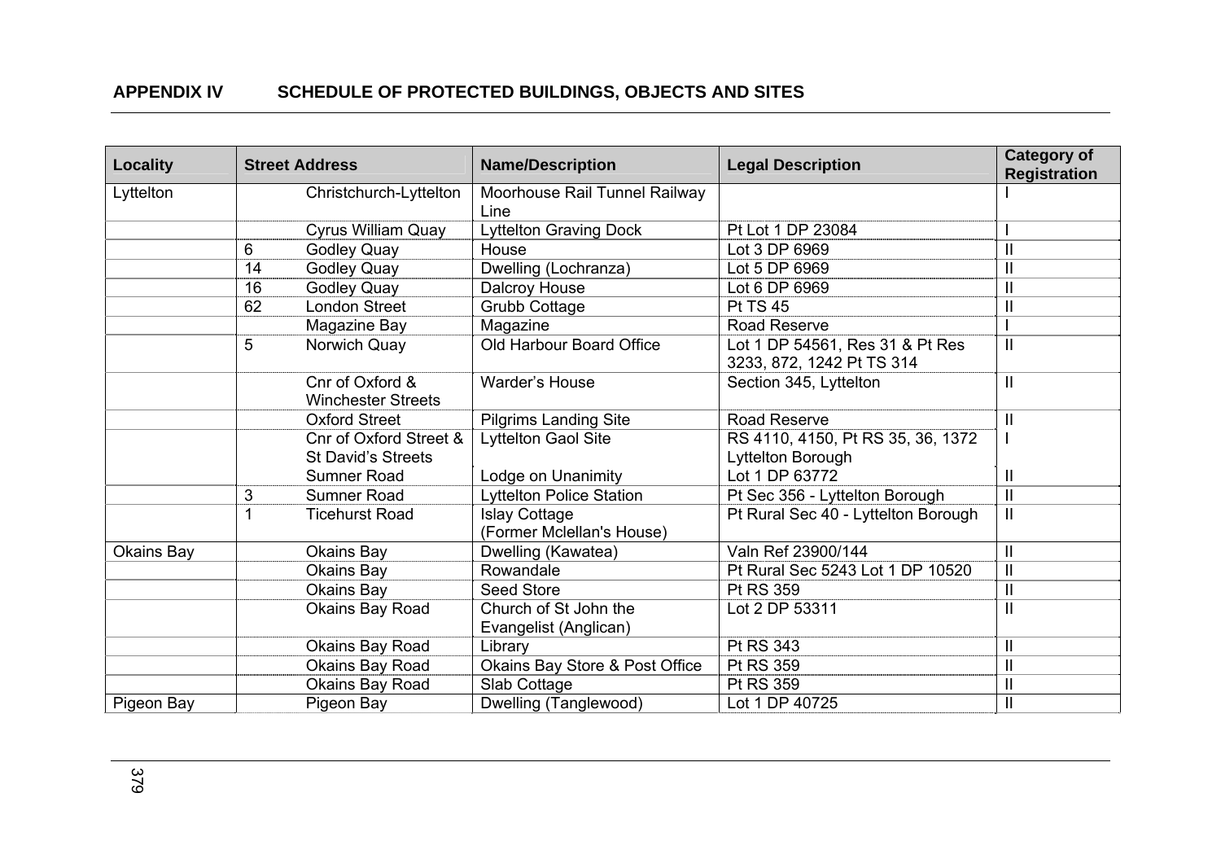## APPENDIX IV SCHEDULE OF PROTECTED BUILDINGS, OBJECTS AND SITES

| Locality | Street Address | | Name/Description | Legal Description | Category of Registration |
|---|---|---|---|---|---|
| Lyttelton | | Christchurch-Lyttelton | Moorhouse Rail Tunnel Railway Line | | I |
| | | Cyrus William Quay | Lyttelton Graving Dock | Pt Lot 1 DP 23084 | I |
| | 6 | Godley Quay | House | Lot 3 DP 6969 | II |
| | 14 | Godley Quay | Dwelling (Lochranza) | Lot 5 DP 6969 | II |
| | 16 | Godley Quay | Dalcroy House | Lot 6 DP 6969 | II |
| | 62 | London Street | Grubb Cottage | Pt TS 45 | II |
| | | Magazine Bay | Magazine | Road Reserve | I |
| | 5 | Norwich Quay | Old Harbour Board Office | Lot 1 DP 54561, Res 31 & Pt Res 3233, 872, 1242 Pt TS 314 | II |
| | | Cnr of Oxford & Winchester Streets | Warder's House | Section 345, Lyttelton | II |
| | | Oxford Street | Pilgrims Landing Site | Road Reserve | II |
| | | Cnr of Oxford Street & St David's Streets | Lyttelton Gaol Site | RS 4110, 4150, Pt RS 35, 36, 1372 Lyttelton Borough | I |
| | | Sumner Road | Lodge on Unanimity | Lot 1 DP 63772 | II |
| | 3 | Sumner Road | Lyttelton Police Station | Pt Sec 356 - Lyttelton Borough | II |
| | 1 | Ticehurst Road | Islay Cottage (Former Mclellan's House) | Pt Rural Sec 40 - Lyttelton Borough | II |
| Okains Bay | | Okains Bay | Dwelling (Kawatea) | Valn Ref 23900/144 | II |
| | | Okains Bay | Rowandale | Pt Rural Sec 5243 Lot 1 DP 10520 | II |
| | | Okains Bay | Seed Store | Pt RS 359 | II |
| | | Okains Bay Road | Church of St John the Evangelist (Anglican) | Lot 2 DP 53311 | II |
| | | Okains Bay Road | Library | Pt RS 343 | II |
| | | Okains Bay Road | Okains Bay Store & Post Office | Pt RS 359 | II |
| | | Okains Bay Road | Slab Cottage | Pt RS 359 | II |
| Pigeon Bay | | Pigeon Bay | Dwelling (Tanglewood) | Lot 1 DP 40725 | II |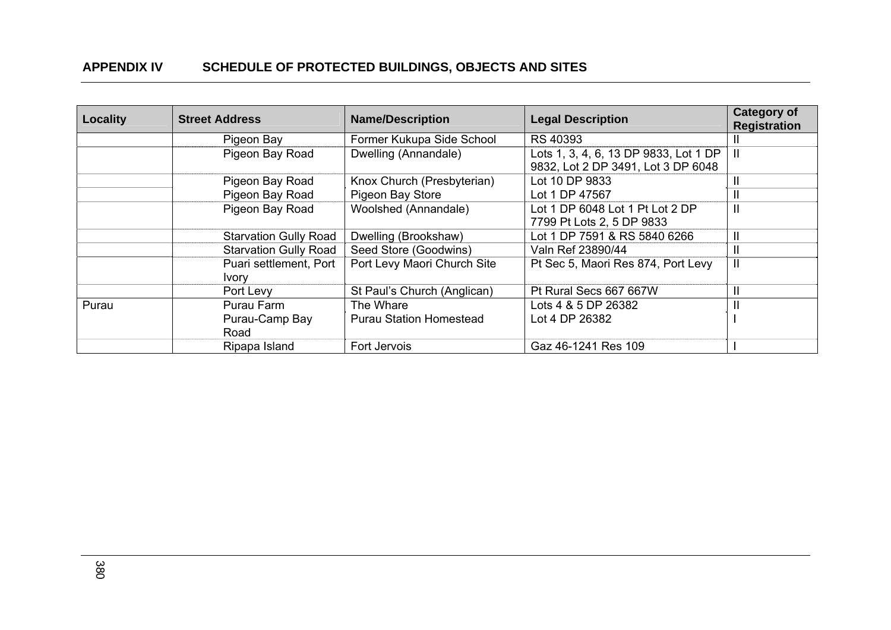## APPENDIX IV SCHEDULE OF PROTECTED BUILDINGS, OBJECTS AND SITES

| Locality | Street Address | Name/Description | Legal Description | Category of Registration |
|---|---|---|---|---|
| | Pigeon Bay | Former Kukupa Side School | RS 40393 | II |
| | Pigeon Bay Road | Dwelling (Annandale) | Lots 1, 3, 4, 6, 13 DP 9833, Lot 1 DP 9832, Lot 2 DP 3491, Lot 3 DP 6048 | II |
| | Pigeon Bay Road | Knox Church (Presbyterian) | Lot 10 DP 9833 | II |
| | Pigeon Bay Road | Pigeon Bay Store | Lot 1 DP 47567 | II |
| | Pigeon Bay Road | Woolshed (Annandale) | Lot 1 DP 6048 Lot 1 Pt Lot 2 DP 7799 Pt Lots 2, 5 DP 9833 | II |
| | Starvation Gully Road | Dwelling (Brookshaw) | Lot 1 DP 7591 & RS 5840 6266 | II |
| | Starvation Gully Road | Seed Store (Goodwins) | Valn Ref 23890/44 | II |
| | Puari settlement, Port Ivory | Port Levy Maori Church Site | Pt Sec 5, Maori Res 874, Port Levy | II |
| | Port Levy | St Paul's Church (Anglican) | Pt Rural Secs 667 667W | II |
| Purau | Purau Farm | The Whare | Lots 4 & 5 DP 26382 | II |
| | Purau-Camp Bay Road | Purau Station Homestead | Lot 4 DP 26382 | I |
| | Ripapa Island | Fort Jervois | Gaz 46-1241 Res 109 | I |